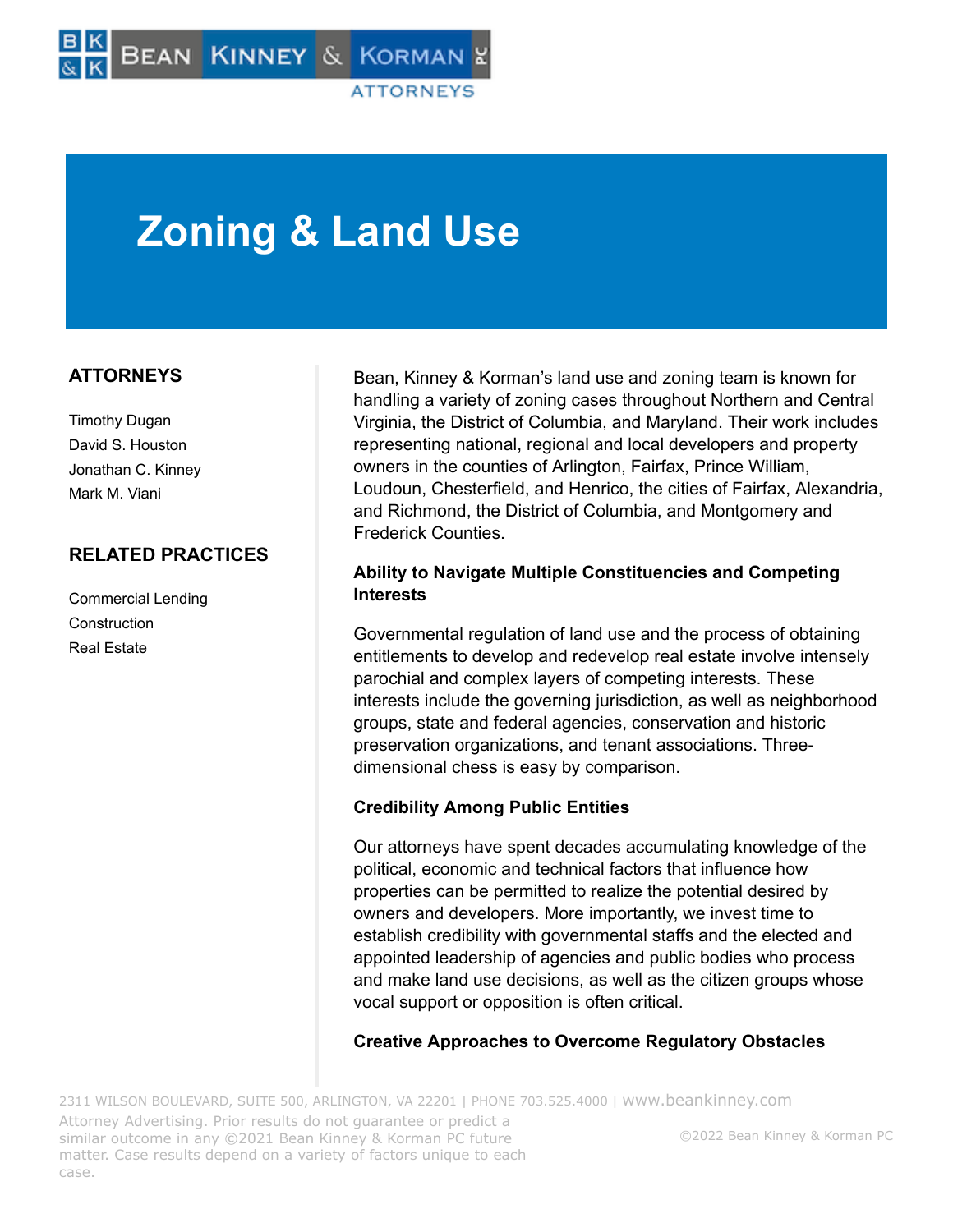# Zoning & Land Use

## ATTORNEYS

Timothy Dugan
David S. Houston
Jonathan C. Kinney
Mark M. Viani

## RELATED PRACTICES

Commercial Lending
Construction
Real Estate

Bean, Kinney & Korman's land use and zoning team is known for handling a variety of zoning cases throughout Northern and Central Virginia, the District of Columbia, and Maryland. Their work includes representing national, regional and local developers and property owners in the counties of Arlington, Fairfax, Prince William, Loudoun, Chesterfield, and Henrico, the cities of Fairfax, Alexandria, and Richmond, the District of Columbia, and Montgomery and Frederick Counties.

### Ability to Navigate Multiple Constituencies and Competing Interests

Governmental regulation of land use and the process of obtaining entitlements to develop and redevelop real estate involve intensely parochial and complex layers of competing interests. These interests include the governing jurisdiction, as well as neighborhood groups, state and federal agencies, conservation and historic preservation organizations, and tenant associations. Three-dimensional chess is easy by comparison.

### Credibility Among Public Entities

Our attorneys have spent decades accumulating knowledge of the political, economic and technical factors that influence how properties can be permitted to realize the potential desired by owners and developers. More importantly, we invest time to establish credibility with governmental staffs and the elected and appointed leadership of agencies and public bodies who process and make land use decisions, as well as the citizen groups whose vocal support or opposition is often critical.

### Creative Approaches to Overcome Regulatory Obstacles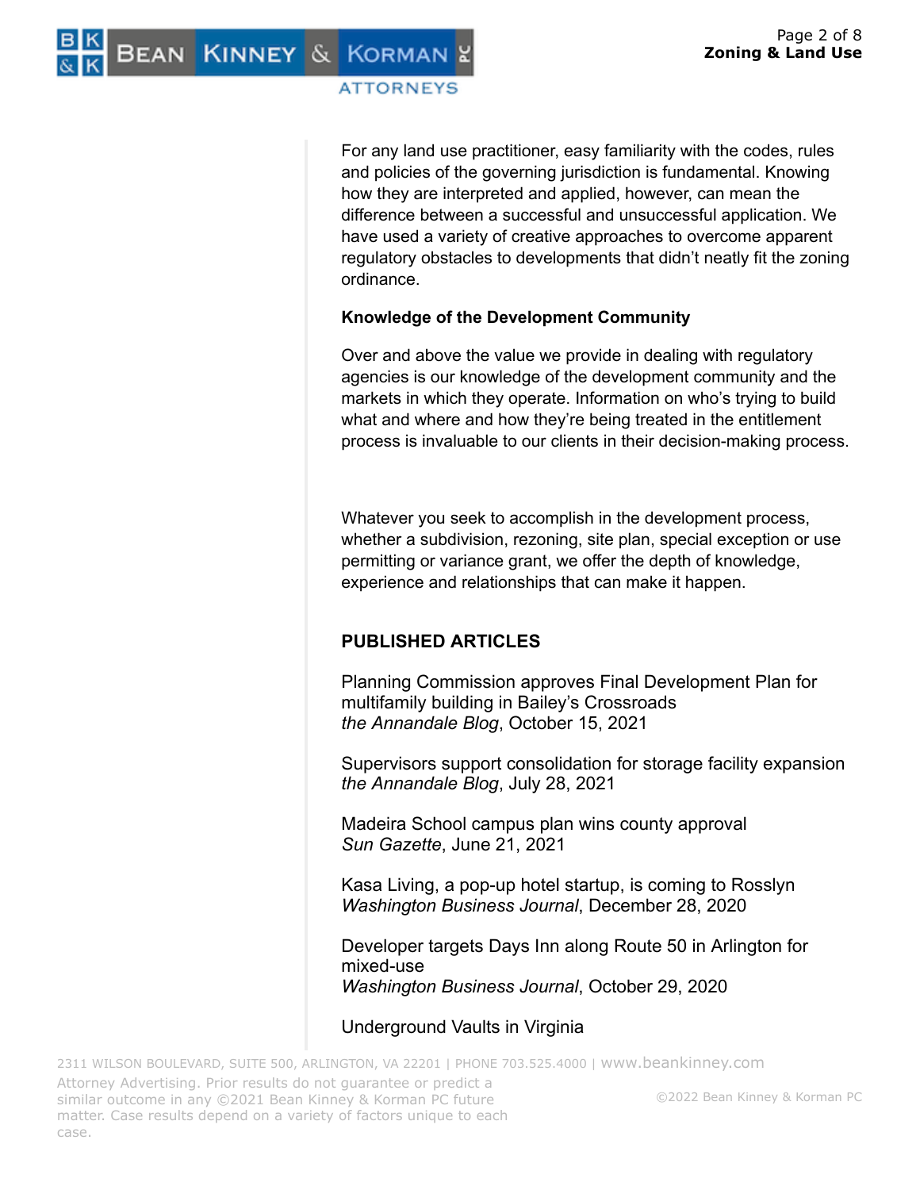For any land use practitioner, easy familiarity with the codes, rules and policies of the governing jurisdiction is fundamental. Knowing how they are interpreted and applied, however, can mean the difference between a successful and unsuccessful application. We have used a variety of creative approaches to overcome apparent regulatory obstacles to developments that didn't neatly fit the zoning ordinance.

**Knowledge of the Development Community**

Over and above the value we provide in dealing with regulatory agencies is our knowledge of the development community and the markets in which they operate. Information on who's trying to build what and where and how they're being treated in the entitlement process is invaluable to our clients in their decision-making process.

Whatever you seek to accomplish in the development process, whether a subdivision, rezoning, site plan, special exception or use permitting or variance grant, we offer the depth of knowledge, experience and relationships that can make it happen.

## PUBLISHED ARTICLES

Planning Commission approves Final Development Plan for multifamily building in Bailey's Crossroads
*the Annandale Blog*, October 15, 2021

Supervisors support consolidation for storage facility expansion
*the Annandale Blog*, July 28, 2021

Madeira School campus plan wins county approval
*Sun Gazette*, June 21, 2021

Kasa Living, a pop-up hotel startup, is coming to Rosslyn
*Washington Business Journal*, December 28, 2020

Developer targets Days Inn along Route 50 in Arlington for mixed-use
*Washington Business Journal*, October 29, 2020

Underground Vaults in Virginia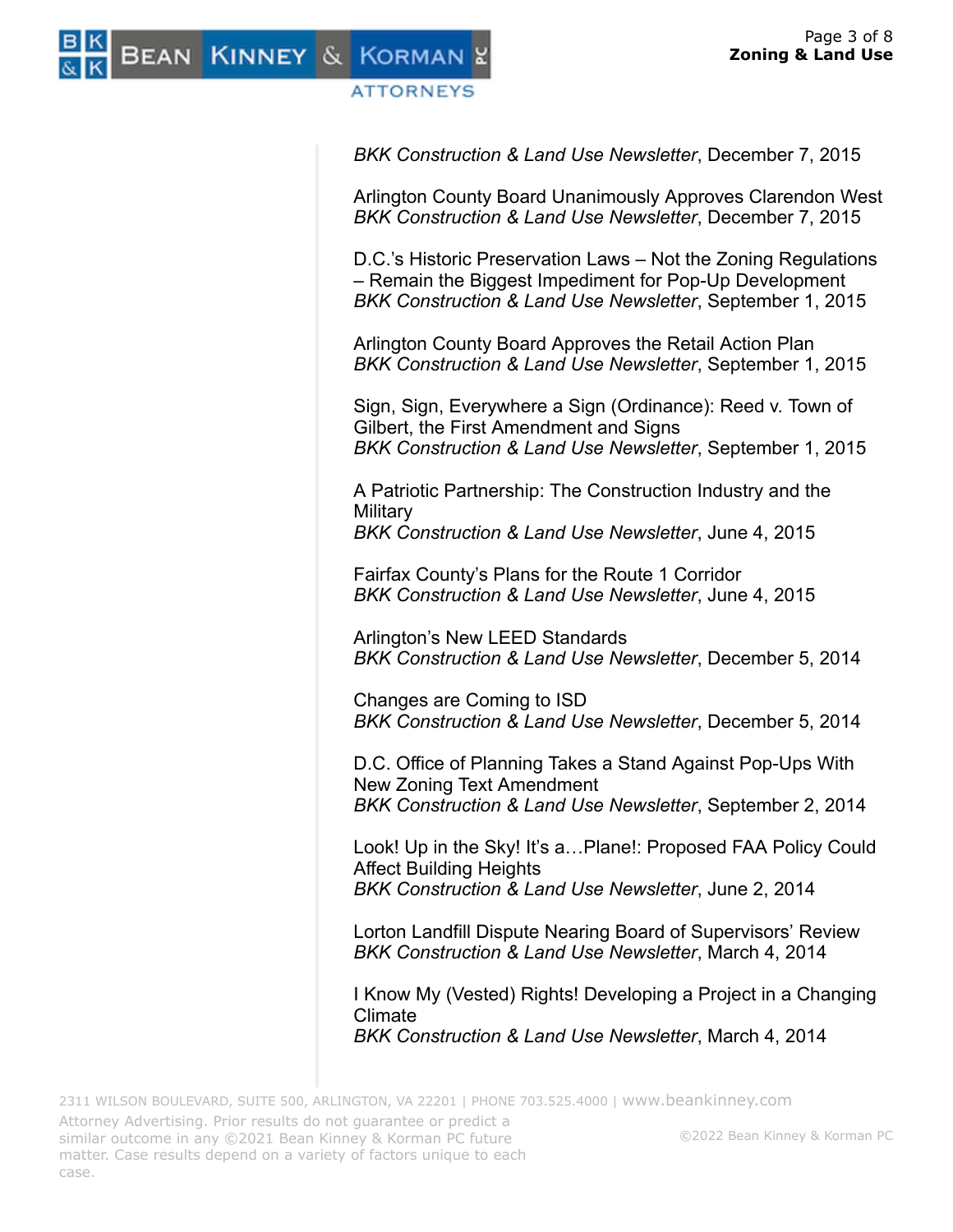*BKK Construction & Land Use Newsletter*, December 7, 2015

Arlington County Board Unanimously Approves Clarendon West
*BKK Construction & Land Use Newsletter*, December 7, 2015

D.C.'s Historic Preservation Laws – Not the Zoning Regulations – Remain the Biggest Impediment for Pop-Up Development
*BKK Construction & Land Use Newsletter*, September 1, 2015

Arlington County Board Approves the Retail Action Plan
*BKK Construction & Land Use Newsletter*, September 1, 2015

Sign, Sign, Everywhere a Sign (Ordinance): Reed v. Town of Gilbert, the First Amendment and Signs
*BKK Construction & Land Use Newsletter*, September 1, 2015

A Patriotic Partnership: The Construction Industry and the Military
*BKK Construction & Land Use Newsletter*, June 4, 2015

Fairfax County's Plans for the Route 1 Corridor
*BKK Construction & Land Use Newsletter*, June 4, 2015

Arlington's New LEED Standards
*BKK Construction & Land Use Newsletter*, December 5, 2014

Changes are Coming to ISD
*BKK Construction & Land Use Newsletter*, December 5, 2014

D.C. Office of Planning Takes a Stand Against Pop-Ups With New Zoning Text Amendment
*BKK Construction & Land Use Newsletter*, September 2, 2014

Look! Up in the Sky! It's a…Plane!: Proposed FAA Policy Could Affect Building Heights
*BKK Construction & Land Use Newsletter*, June 2, 2014

Lorton Landfill Dispute Nearing Board of Supervisors' Review
*BKK Construction & Land Use Newsletter*, March 4, 2014

I Know My (Vested) Rights! Developing a Project in a Changing Climate
*BKK Construction & Land Use Newsletter*, March 4, 2014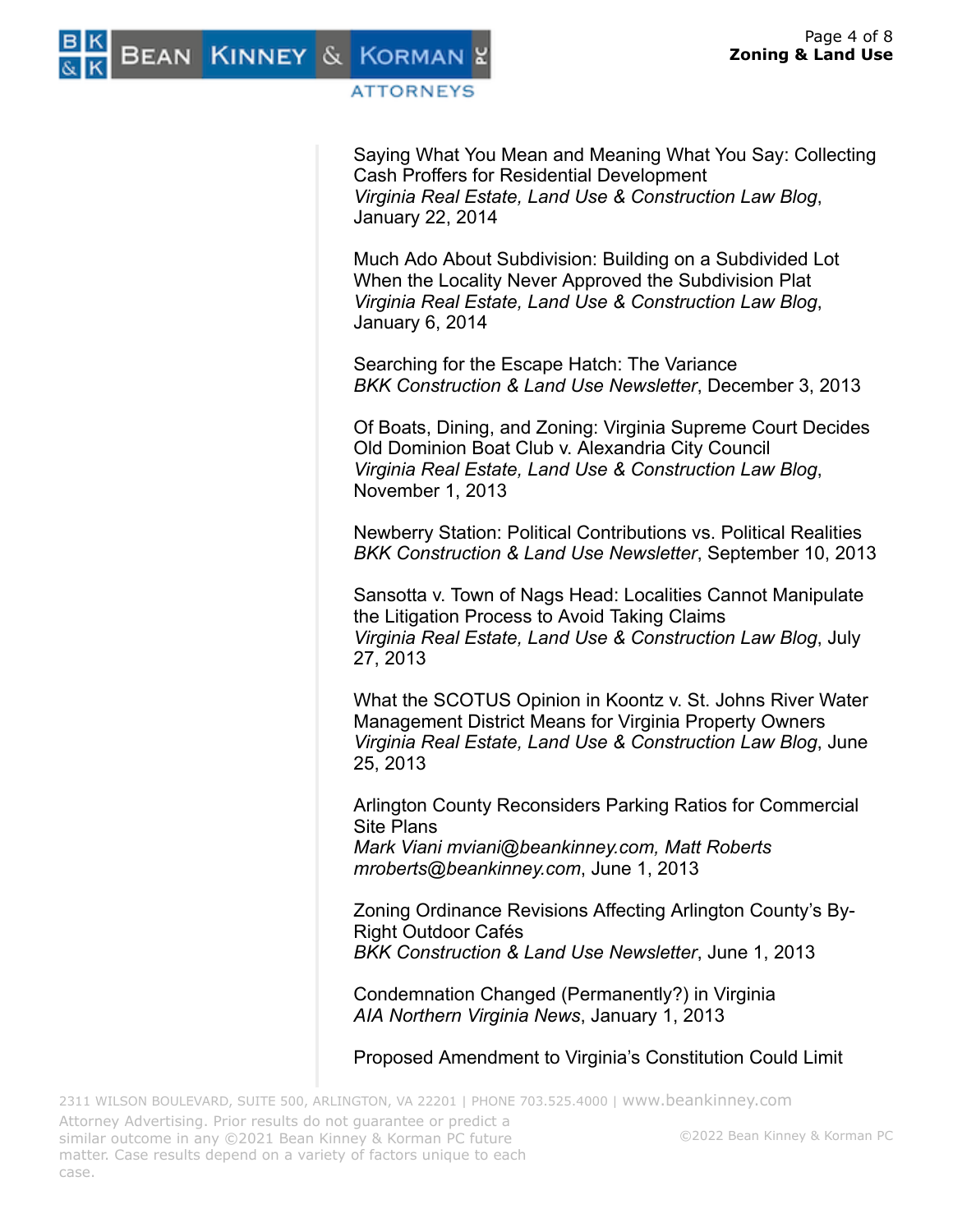Saying What You Mean and Meaning What You Say: Collecting Cash Proffers for Residential Development
*Virginia Real Estate, Land Use & Construction Law Blog*, January 22, 2014

Much Ado About Subdivision: Building on a Subdivided Lot When the Locality Never Approved the Subdivision Plat
*Virginia Real Estate, Land Use & Construction Law Blog*, January 6, 2014

Searching for the Escape Hatch: The Variance
*BKK Construction & Land Use Newsletter*, December 3, 2013

Of Boats, Dining, and Zoning: Virginia Supreme Court Decides Old Dominion Boat Club v. Alexandria City Council
*Virginia Real Estate, Land Use & Construction Law Blog*, November 1, 2013

Newberry Station: Political Contributions vs. Political Realities
*BKK Construction & Land Use Newsletter*, September 10, 2013

Sansotta v. Town of Nags Head: Localities Cannot Manipulate the Litigation Process to Avoid Taking Claims
*Virginia Real Estate, Land Use & Construction Law Blog*, July 27, 2013

What the SCOTUS Opinion in Koontz v. St. Johns River Water Management District Means for Virginia Property Owners
*Virginia Real Estate, Land Use & Construction Law Blog*, June 25, 2013

Arlington County Reconsiders Parking Ratios for Commercial Site Plans
*Mark Viani mviani@beankinney.com, Matt Roberts mroberts@beankinney.com*, June 1, 2013

Zoning Ordinance Revisions Affecting Arlington County's By-Right Outdoor Cafés
*BKK Construction & Land Use Newsletter*, June 1, 2013

Condemnation Changed (Permanently?) in Virginia
*AIA Northern Virginia News*, January 1, 2013

Proposed Amendment to Virginia's Constitution Could Limit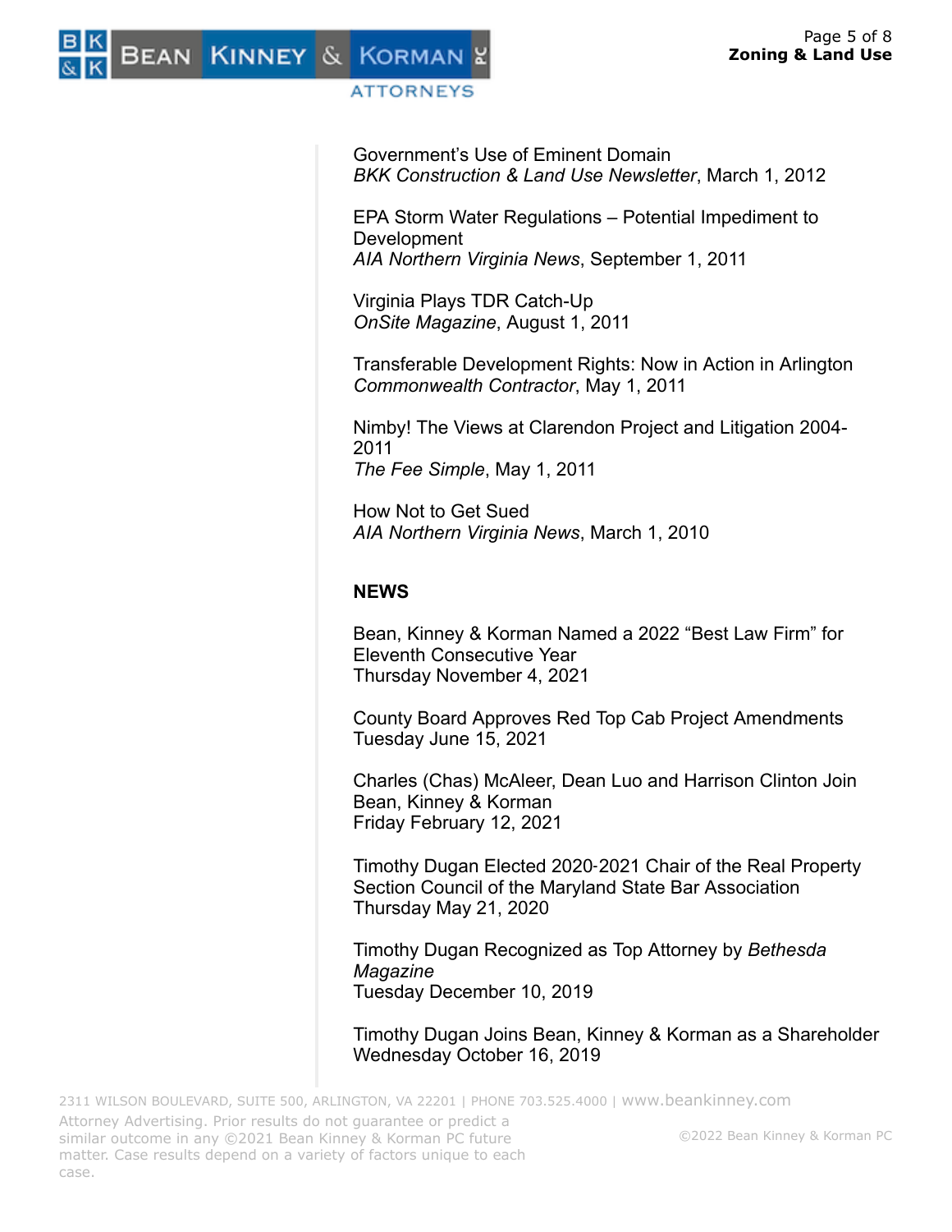Government’s Use of Eminent Domain
*BKK Construction & Land Use Newsletter*, March 1, 2012

EPA Storm Water Regulations – Potential Impediment to Development
*AIA Northern Virginia News*, September 1, 2011

Virginia Plays TDR Catch-Up
*OnSite Magazine*, August 1, 2011

Transferable Development Rights: Now in Action in Arlington
*Commonwealth Contractor*, May 1, 2011

Nimby! The Views at Clarendon Project and Litigation 2004-2011
*The Fee Simple*, May 1, 2011

How Not to Get Sued
*AIA Northern Virginia News*, March 1, 2010

## NEWS

Bean, Kinney & Korman Named a 2022 “Best Law Firm” for Eleventh Consecutive Year
Thursday November 4, 2021

County Board Approves Red Top Cab Project Amendments
Tuesday June 15, 2021

Charles (Chas) McAleer, Dean Luo and Harrison Clinton Join Bean, Kinney & Korman
Friday February 12, 2021

Timothy Dugan Elected 2020-2021 Chair of the Real Property Section Council of the Maryland State Bar Association
Thursday May 21, 2020

Timothy Dugan Recognized as Top Attorney by *Bethesda Magazine*
Tuesday December 10, 2019

Timothy Dugan Joins Bean, Kinney & Korman as a Shareholder
Wednesday October 16, 2019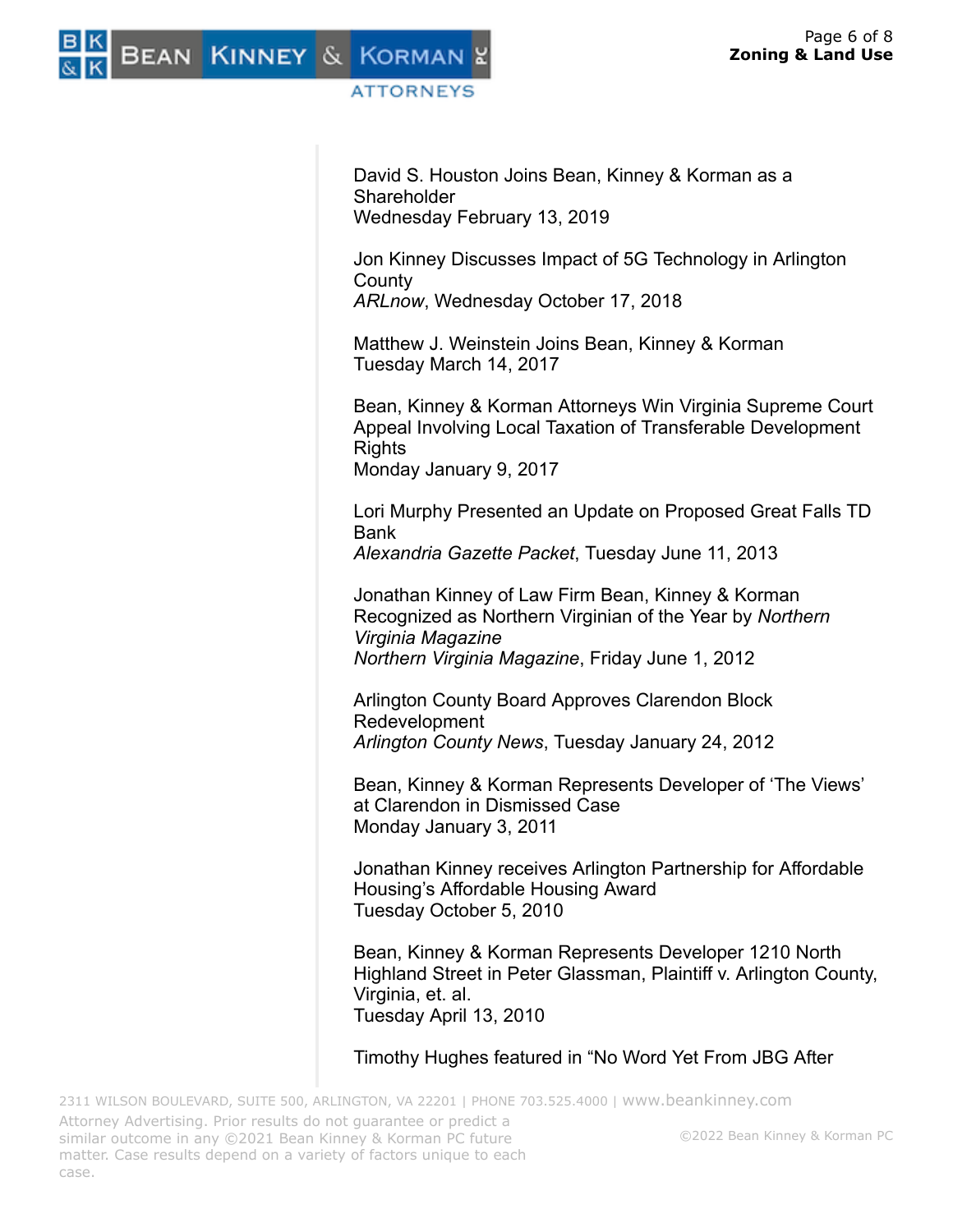David S. Houston Joins Bean, Kinney & Korman as a Shareholder
Wednesday February 13, 2019

Jon Kinney Discusses Impact of 5G Technology in Arlington County
*ARLnow*, Wednesday October 17, 2018

Matthew J. Weinstein Joins Bean, Kinney & Korman
Tuesday March 14, 2017

Bean, Kinney & Korman Attorneys Win Virginia Supreme Court Appeal Involving Local Taxation of Transferable Development Rights
Monday January 9, 2017

Lori Murphy Presented an Update on Proposed Great Falls TD Bank
*Alexandria Gazette Packet*, Tuesday June 11, 2013

Jonathan Kinney of Law Firm Bean, Kinney & Korman Recognized as Northern Virginian of the Year by *Northern Virginia Magazine*
*Northern Virginia Magazine*, Friday June 1, 2012

Arlington County Board Approves Clarendon Block Redevelopment
*Arlington County News*, Tuesday January 24, 2012

Bean, Kinney & Korman Represents Developer of 'The Views' at Clarendon in Dismissed Case
Monday January 3, 2011

Jonathan Kinney receives Arlington Partnership for Affordable Housing's Affordable Housing Award
Tuesday October 5, 2010

Bean, Kinney & Korman Represents Developer 1210 North Highland Street in Peter Glassman, Plaintiff v. Arlington County, Virginia, et. al.
Tuesday April 13, 2010

Timothy Hughes featured in "No Word Yet From JBG After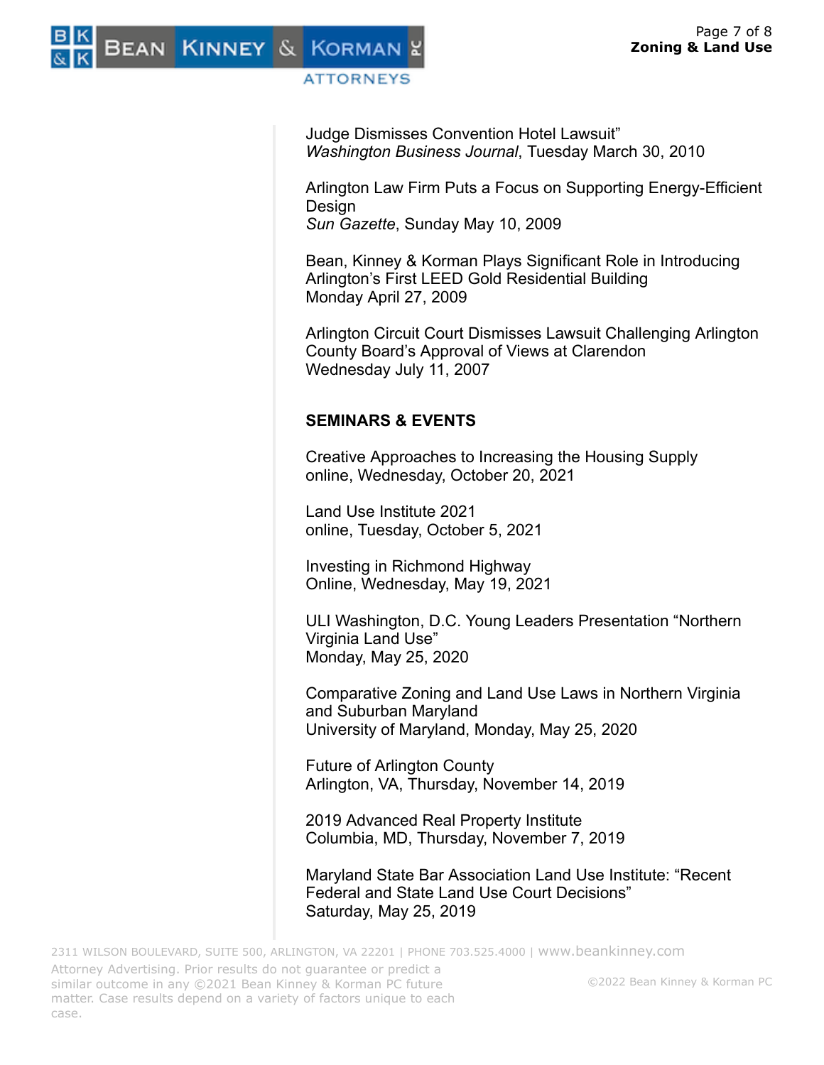Judge Dismisses Convention Hotel Lawsuit”
*Washington Business Journal*, Tuesday March 30, 2010

Arlington Law Firm Puts a Focus on Supporting Energy-Efficient Design
*Sun Gazette*, Sunday May 10, 2009

Bean, Kinney & Korman Plays Significant Role in Introducing Arlington’s First LEED Gold Residential Building
Monday April 27, 2009

Arlington Circuit Court Dismisses Lawsuit Challenging Arlington County Board’s Approval of Views at Clarendon
Wednesday July 11, 2007

**SEMINARS & EVENTS**

Creative Approaches to Increasing the Housing Supply
online, Wednesday, October 20, 2021

Land Use Institute 2021
online, Tuesday, October 5, 2021

Investing in Richmond Highway
Online, Wednesday, May 19, 2021

ULI Washington, D.C. Young Leaders Presentation “Northern Virginia Land Use”
Monday, May 25, 2020

Comparative Zoning and Land Use Laws in Northern Virginia and Suburban Maryland
University of Maryland, Monday, May 25, 2020

Future of Arlington County
Arlington, VA, Thursday, November 14, 2019

2019 Advanced Real Property Institute
Columbia, MD, Thursday, November 7, 2019

Maryland State Bar Association Land Use Institute: “Recent Federal and State Land Use Court Decisions”
Saturday, May 25, 2019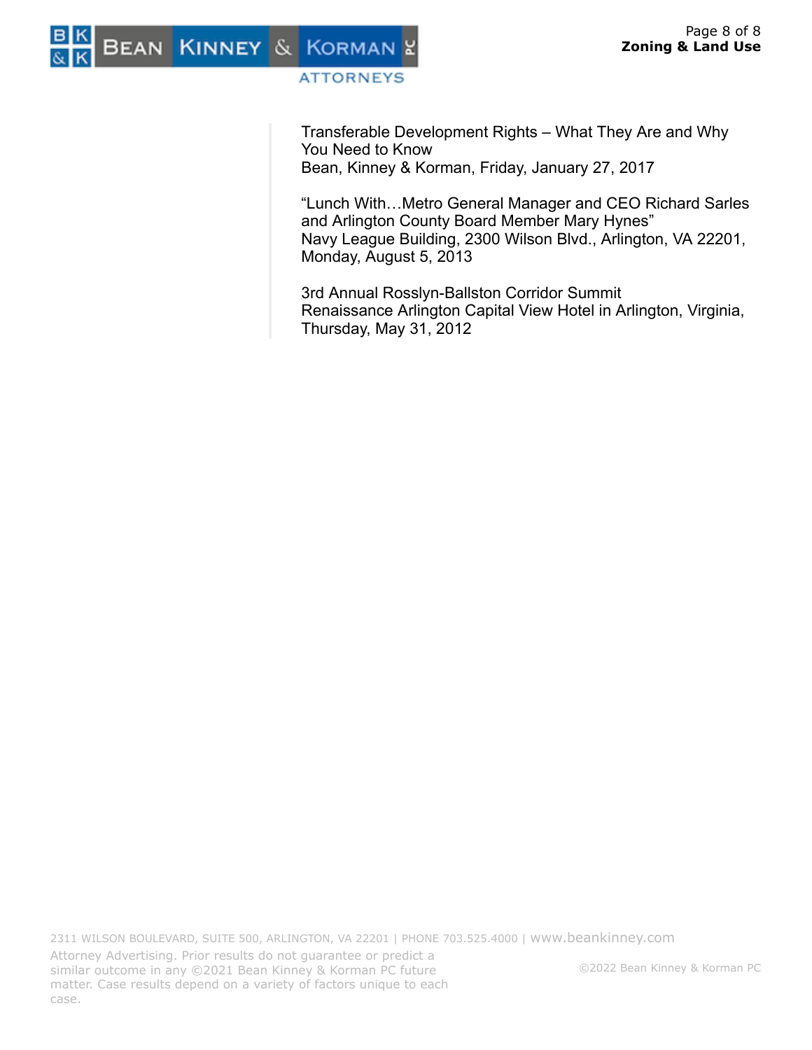Transferable Development Rights – What They Are and Why You Need to Know
Bean, Kinney & Korman, Friday, January 27, 2017

"Lunch With…Metro General Manager and CEO Richard Sarles and Arlington County Board Member Mary Hynes"
Navy League Building, 2300 Wilson Blvd., Arlington, VA 22201, Monday, August 5, 2013

3rd Annual Rosslyn-Ballston Corridor Summit
Renaissance Arlington Capital View Hotel in Arlington, Virginia, Thursday, May 31, 2012